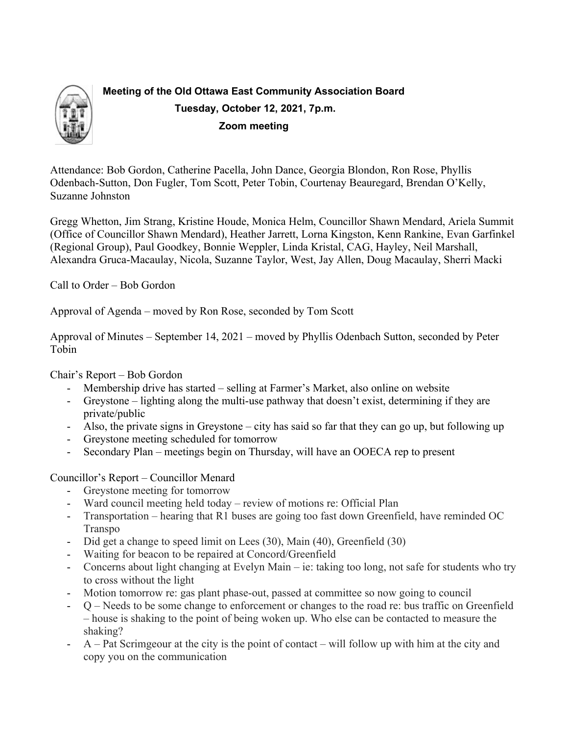**Meeting of the Old Ottawa East Community Association Board**
**Tuesday, October 12, 2021, 7p.m.**
**Zoom meeting**

Attendance: Bob Gordon, Catherine Pacella, John Dance, Georgia Blondon, Ron Rose, Phyllis Odenbach-Sutton, Don Fugler, Tom Scott, Peter Tobin, Courtenay Beauregard, Brendan O'Kelly, Suzanne Johnston

Gregg Whetton, Jim Strang, Kristine Houde, Monica Helm, Councillor Shawn Mendard, Ariela Summit (Office of Councillor Shawn Mendard), Heather Jarrett, Lorna Kingston, Kenn Rankine, Evan Garfinkel (Regional Group), Paul Goodkey, Bonnie Weppler, Linda Kristal, CAG, Hayley, Neil Marshall, Alexandra Gruca-Macaulay, Nicola, Suzanne Taylor, West, Jay Allen, Doug Macaulay, Sherri Macki

Call to Order – Bob Gordon

Approval of Agenda – moved by Ron Rose, seconded by Tom Scott

Approval of Minutes – September 14, 2021 – moved by Phyllis Odenbach Sutton, seconded by Peter Tobin

Chair's Report – Bob Gordon

- Membership drive has started – selling at Farmer's Market, also online on website
- Greystone – lighting along the multi-use pathway that doesn't exist, determining if they are private/public
- Also, the private signs in Greystone – city has said so far that they can go up, but following up
- Greystone meeting scheduled for tomorrow
- Secondary Plan – meetings begin on Thursday, will have an OOECA rep to present

Councillor's Report – Councillor Menard

- Greystone meeting for tomorrow
- Ward council meeting held today – review of motions re: Official Plan
- Transportation – hearing that R1 buses are going too fast down Greenfield, have reminded OC Transpo
- Did get a change to speed limit on Lees (30), Main (40), Greenfield (30)
- Waiting for beacon to be repaired at Concord/Greenfield
- Concerns about light changing at Evelyn Main – ie: taking too long, not safe for students who try to cross without the light
- Motion tomorrow re: gas plant phase-out, passed at committee so now going to council
- Q – Needs to be some change to enforcement or changes to the road re: bus traffic on Greenfield – house is shaking to the point of being woken up. Who else can be contacted to measure the shaking?
- A – Pat Scrimgeour at the city is the point of contact – will follow up with him at the city and copy you on the communication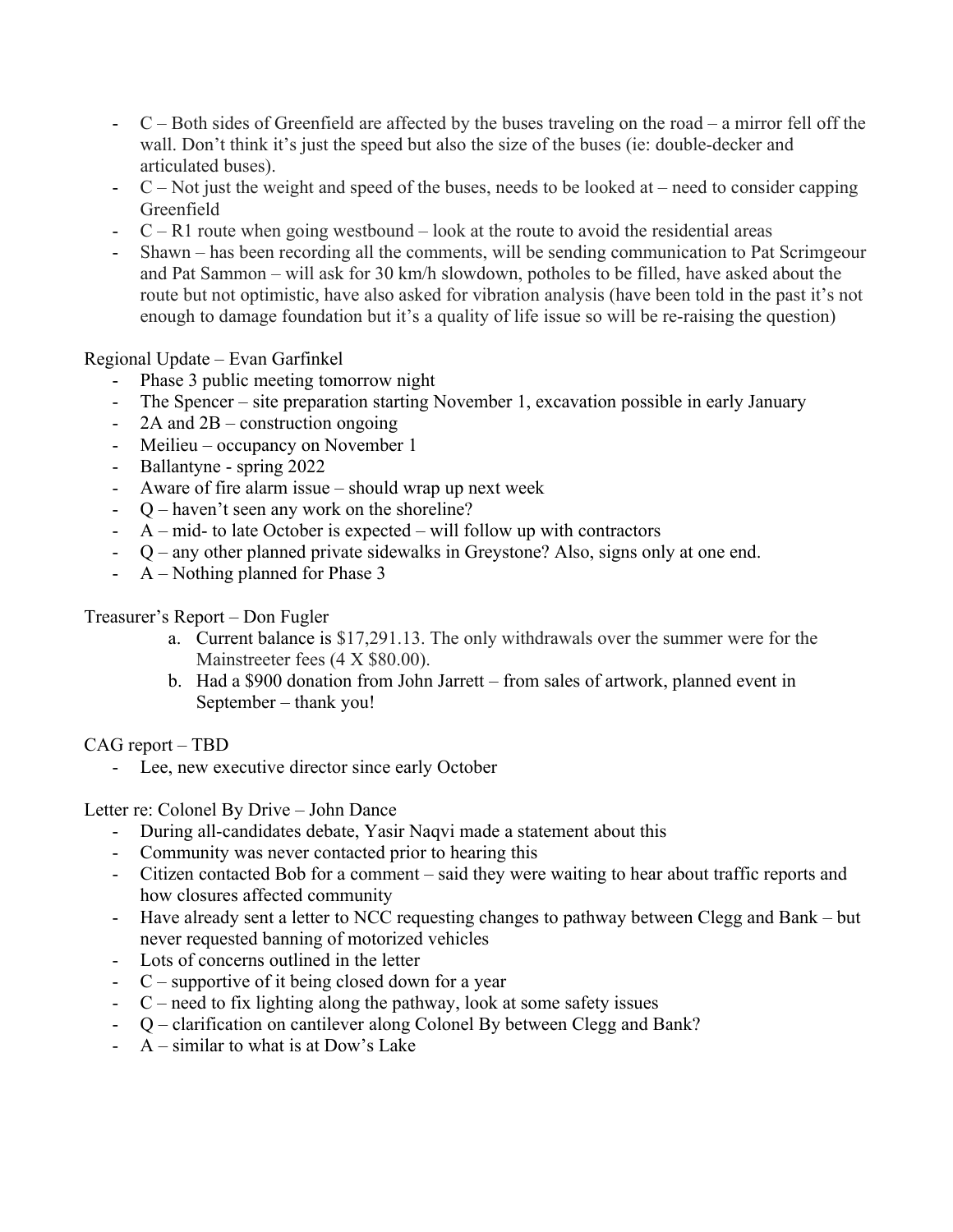- C – Both sides of Greenfield are affected by the buses traveling on the road – a mirror fell off the wall. Don't think it's just the speed but also the size of the buses (ie: double-decker and articulated buses).
- C – Not just the weight and speed of the buses, needs to be looked at – need to consider capping Greenfield
- C – R1 route when going westbound – look at the route to avoid the residential areas
- Shawn – has been recording all the comments, will be sending communication to Pat Scrimgeour and Pat Sammon – will ask for 30 km/h slowdown, potholes to be filled, have asked about the route but not optimistic, have also asked for vibration analysis (have been told in the past it's not enough to damage foundation but it's a quality of life issue so will be re-raising the question)

Regional Update – Evan Garfinkel

- Phase 3 public meeting tomorrow night
- The Spencer – site preparation starting November 1, excavation possible in early January
- 2A and 2B – construction ongoing
- Meilieu – occupancy on November 1
- Ballantyne - spring 2022
- Aware of fire alarm issue – should wrap up next week
- Q – haven't seen any work on the shoreline?
- A – mid- to late October is expected – will follow up with contractors
- Q – any other planned private sidewalks in Greystone? Also, signs only at one end.
- A – Nothing planned for Phase 3

Treasurer's Report – Don Fugler

a. Current balance is $17,291.13. The only withdrawals over the summer were for the Mainstreeter fees (4 X $80.00).
b. Had a $900 donation from John Jarrett – from sales of artwork, planned event in September – thank you!

CAG report – TBD

- Lee, new executive director since early October

Letter re: Colonel By Drive – John Dance

- During all-candidates debate, Yasir Naqvi made a statement about this
- Community was never contacted prior to hearing this
- Citizen contacted Bob for a comment – said they were waiting to hear about traffic reports and how closures affected community
- Have already sent a letter to NCC requesting changes to pathway between Clegg and Bank – but never requested banning of motorized vehicles
- Lots of concerns outlined in the letter
- C – supportive of it being closed down for a year
- C – need to fix lighting along the pathway, look at some safety issues
- Q – clarification on cantilever along Colonel By between Clegg and Bank?
- A – similar to what is at Dow's Lake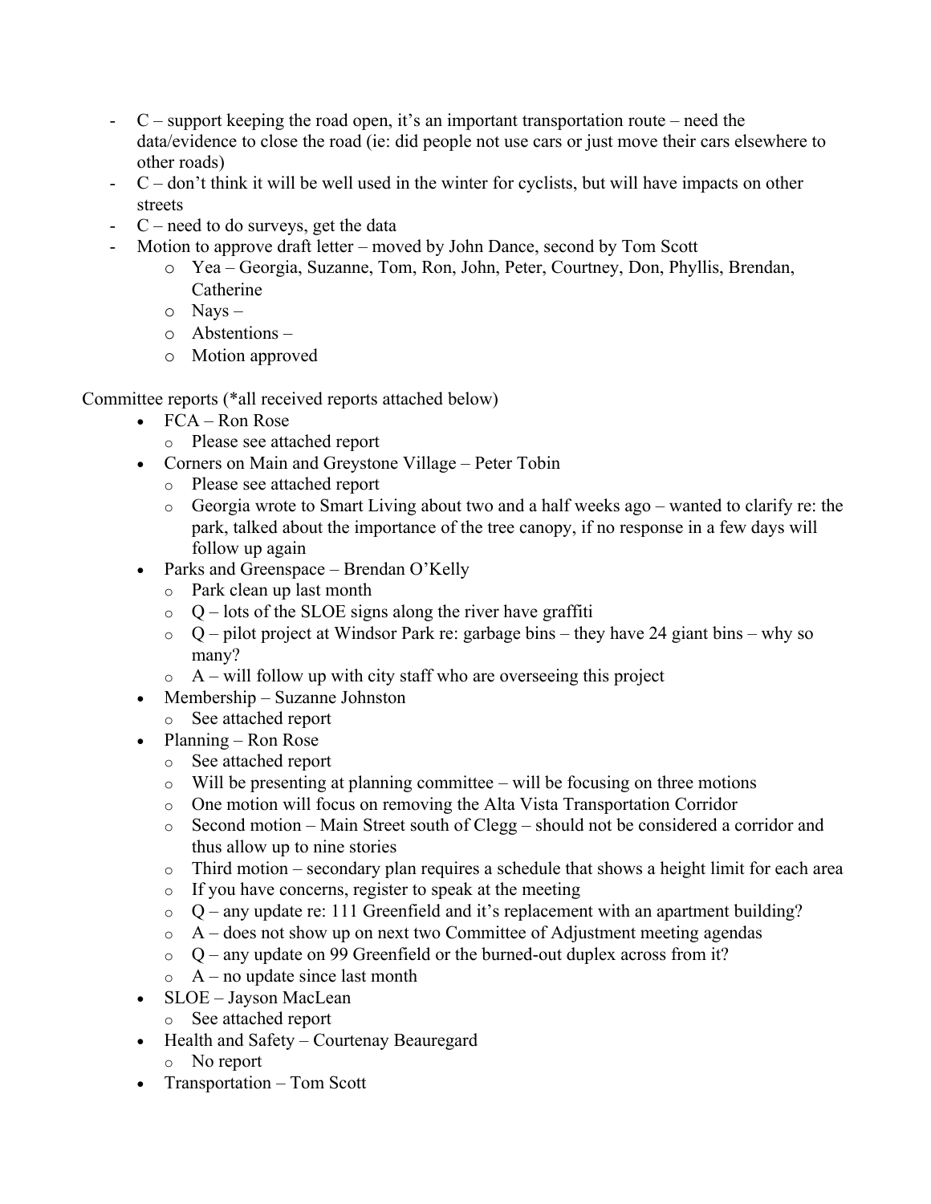- C – support keeping the road open, it's an important transportation route – need the data/evidence to close the road (ie: did people not use cars or just move their cars elsewhere to other roads)
- C – don't think it will be well used in the winter for cyclists, but will have impacts on other streets
- C – need to do surveys, get the data
- Motion to approve draft letter – moved by John Dance, second by Tom Scott
  - Yea – Georgia, Suzanne, Tom, Ron, John, Peter, Courtney, Don, Phyllis, Brendan, Catherine
  - Nays –
  - Abstentions –
  - Motion approved

Committee reports (*all received reports attached below)

- FCA – Ron Rose
  - Please see attached report
- Corners on Main and Greystone Village – Peter Tobin
  - Please see attached report
  - Georgia wrote to Smart Living about two and a half weeks ago – wanted to clarify re: the park, talked about the importance of the tree canopy, if no response in a few days will follow up again
- Parks and Greenspace – Brendan O'Kelly
  - Park clean up last month
  - Q – lots of the SLOE signs along the river have graffiti
  - Q – pilot project at Windsor Park re: garbage bins – they have 24 giant bins – why so many?
  - A – will follow up with city staff who are overseeing this project
- Membership – Suzanne Johnston
  - See attached report
- Planning – Ron Rose
  - See attached report
  - Will be presenting at planning committee – will be focusing on three motions
  - One motion will focus on removing the Alta Vista Transportation Corridor
  - Second motion – Main Street south of Clegg – should not be considered a corridor and thus allow up to nine stories
  - Third motion – secondary plan requires a schedule that shows a height limit for each area
  - If you have concerns, register to speak at the meeting
  - Q – any update re: 111 Greenfield and it's replacement with an apartment building?
  - A – does not show up on next two Committee of Adjustment meeting agendas
  - Q – any update on 99 Greenfield or the burned-out duplex across from it?
  - A – no update since last month
- SLOE – Jayson MacLean
  - See attached report
- Health and Safety – Courtenay Beauregard
  - No report
- Transportation – Tom Scott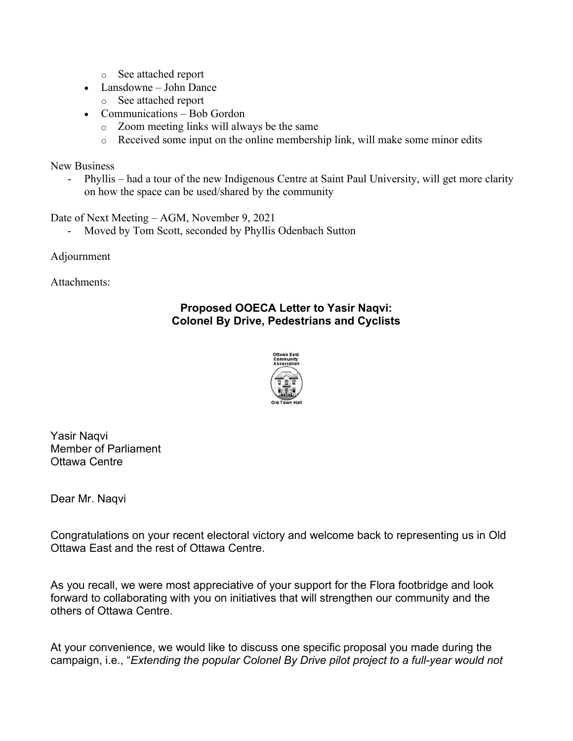- See attached report
- Lansdowne – John Dance
  - See attached report
- Communications – Bob Gordon
  - Zoom meeting links will always be the same
  - Received some input on the online membership link, will make some minor edits

New Business

- Phyllis – had a tour of the new Indigenous Centre at Saint Paul University, will get more clarity on how the space can be used/shared by the community

Date of Next Meeting – AGM, November 9, 2021

- Moved by Tom Scott, seconded by Phyllis Odenbach Sutton

Adjournment

Attachments:

**Proposed OOECA Letter to Yasir Naqvi:**
**Colonel By Drive, Pedestrians and Cyclists**

Yasir Naqvi
Member of Parliament
Ottawa Centre

Dear Mr. Naqvi

Congratulations on your recent electoral victory and welcome back to representing us in Old Ottawa East and the rest of Ottawa Centre.

As you recall, we were most appreciative of your support for the Flora footbridge and look forward to collaborating with you on initiatives that will strengthen our community and the others of Ottawa Centre.

At your convenience, we would like to discuss one specific proposal you made during the campaign, i.e., "*Extending the popular Colonel By Drive pilot project to a full-year would not*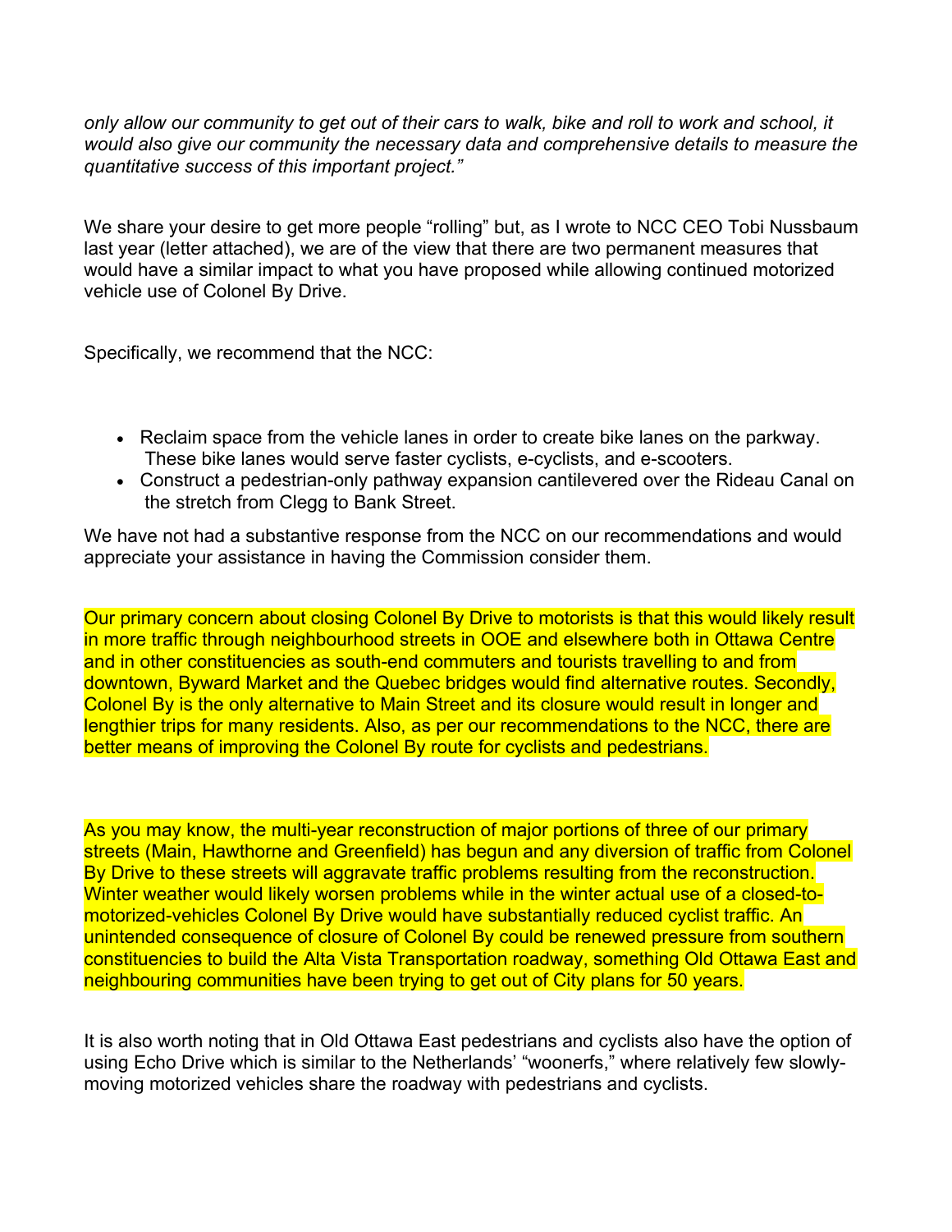*only allow our community to get out of their cars to walk, bike and roll to work and school, it would also give our community the necessary data and comprehensive details to measure the quantitative success of this important project."*

We share your desire to get more people "rolling" but, as I wrote to NCC CEO Tobi Nussbaum last year (letter attached), we are of the view that there are two permanent measures that would have a similar impact to what you have proposed while allowing continued motorized vehicle use of Colonel By Drive.

Specifically, we recommend that the NCC:

- Reclaim space from the vehicle lanes in order to create bike lanes on the parkway. These bike lanes would serve faster cyclists, e-cyclists, and e-scooters.
- Construct a pedestrian-only pathway expansion cantilevered over the Rideau Canal on the stretch from Clegg to Bank Street.

We have not had a substantive response from the NCC on our recommendations and would appreciate your assistance in having the Commission consider them.

Our primary concern about closing Colonel By Drive to motorists is that this would likely result in more traffic through neighbourhood streets in OOE and elsewhere both in Ottawa Centre and in other constituencies as south-end commuters and tourists travelling to and from downtown, Byward Market and the Quebec bridges would find alternative routes. Secondly, Colonel By is the only alternative to Main Street and its closure would result in longer and lengthier trips for many residents. Also, as per our recommendations to the NCC, there are better means of improving the Colonel By route for cyclists and pedestrians.

As you may know, the multi-year reconstruction of major portions of three of our primary streets (Main, Hawthorne and Greenfield) has begun and any diversion of traffic from Colonel By Drive to these streets will aggravate traffic problems resulting from the reconstruction. Winter weather would likely worsen problems while in the winter actual use of a closed-to-motorized-vehicles Colonel By Drive would have substantially reduced cyclist traffic. An unintended consequence of closure of Colonel By could be renewed pressure from southern constituencies to build the Alta Vista Transportation roadway, something Old Ottawa East and neighbouring communities have been trying to get out of City plans for 50 years.

It is also worth noting that in Old Ottawa East pedestrians and cyclists also have the option of using Echo Drive which is similar to the Netherlands' "woonerfs," where relatively few slowly-moving motorized vehicles share the roadway with pedestrians and cyclists.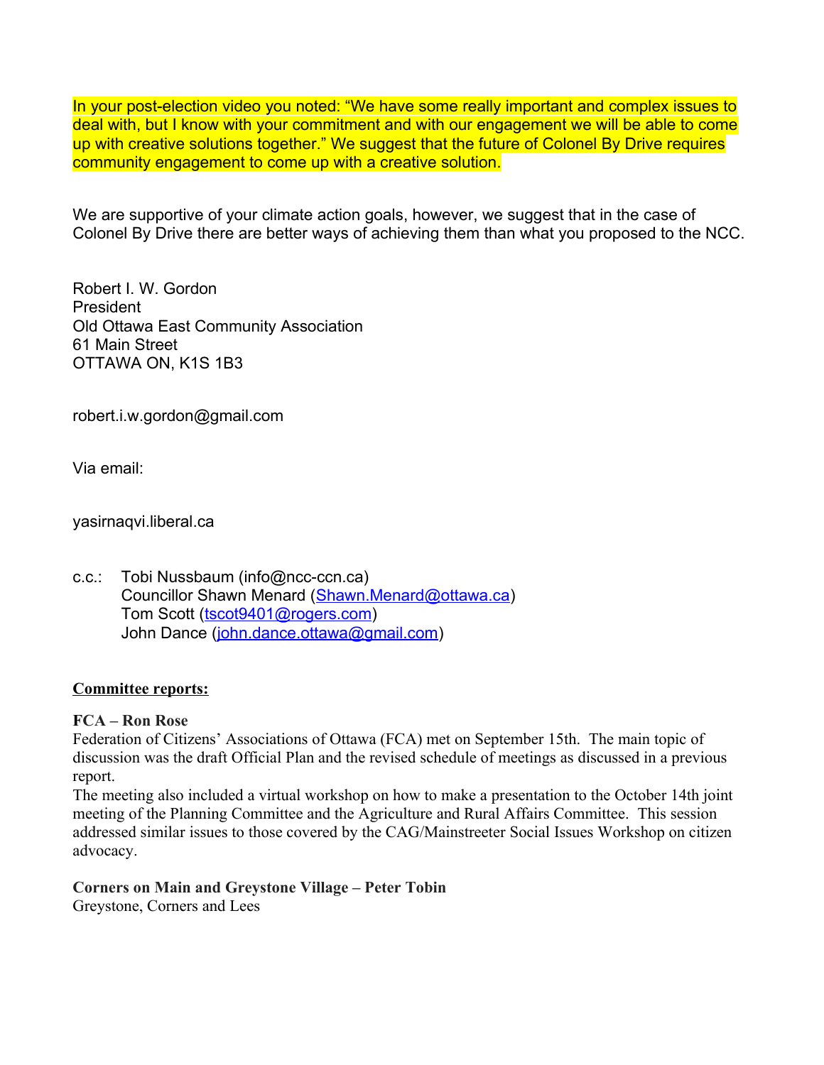In your post-election video you noted: “We have some really important and complex issues to deal with, but I know with your commitment and with our engagement we will be able to come up with creative solutions together.” We suggest that the future of Colonel By Drive requires community engagement to come up with a creative solution.

We are supportive of your climate action goals, however, we suggest that in the case of Colonel By Drive there are better ways of achieving them than what you proposed to the NCC.

Robert I. W. Gordon
President
Old Ottawa East Community Association
61 Main Street
OTTAWA ON, K1S 1B3

robert.i.w.gordon@gmail.com

Via email:

yasirnaqvi.liberal.ca

c.c.: Tobi Nussbaum (info@ncc-ccn.ca)
Councillor Shawn Menard (Shawn.Menard@ottawa.ca)
Tom Scott (tscot9401@rogers.com)
John Dance (john.dance.ottawa@gmail.com)

## Committee reports:

### FCA – Ron Rose

Federation of Citizens’ Associations of Ottawa (FCA) met on September 15th. The main topic of discussion was the draft Official Plan and the revised schedule of meetings as discussed in a previous report.

The meeting also included a virtual workshop on how to make a presentation to the October 14th joint meeting of the Planning Committee and the Agriculture and Rural Affairs Committee. This session addressed similar issues to those covered by the CAG/Mainstreeter Social Issues Workshop on citizen advocacy.

### Corners on Main and Greystone Village – Peter Tobin

Greystone, Corners and Lees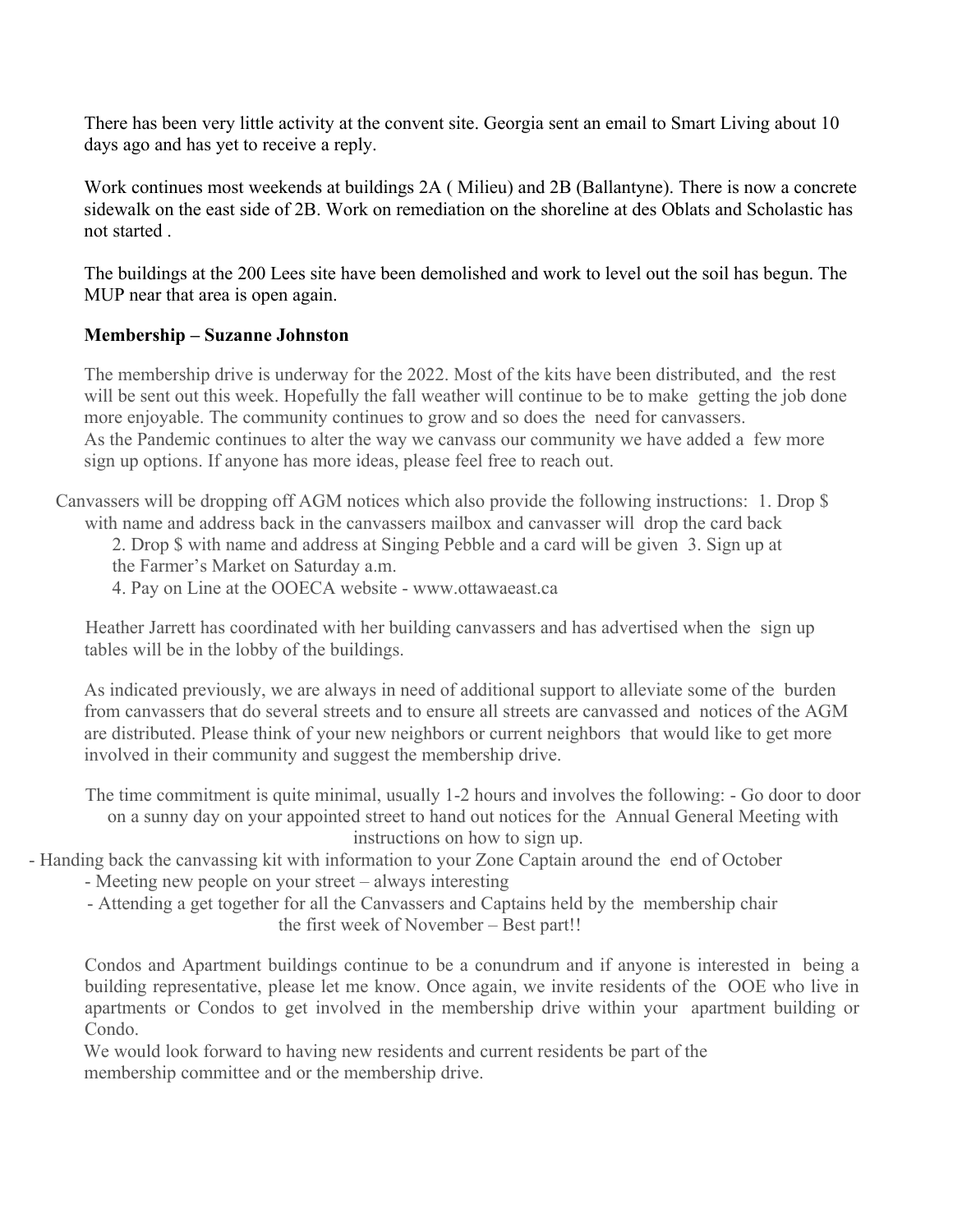There has been very little activity at the convent site. Georgia sent an email to Smart Living about 10 days ago and has yet to receive a reply.

Work continues most weekends at buildings 2A ( Milieu) and 2B (Ballantyne). There is now a concrete sidewalk on the east side of 2B. Work on remediation on the shoreline at des Oblats and Scholastic has not started .

The buildings at the 200 Lees site have been demolished and work to level out the soil has begun. The MUP near that area is open again.

**Membership – Suzanne Johnston**

The membership drive is underway for the 2022. Most of the kits have been distributed, and the rest will be sent out this week. Hopefully the fall weather will continue to be to make getting the job done more enjoyable. The community continues to grow and so does the need for canvassers.
As the Pandemic continues to alter the way we canvass our community we have added a few more sign up options. If anyone has more ideas, please feel free to reach out.

Canvassers will be dropping off AGM notices which also provide the following instructions:

1. Drop $ with name and address back in the canvassers mailbox and canvasser will drop the card back
2. Drop $ with name and address at Singing Pebble and a card will be given
3. Sign up at the Farmer's Market on Saturday a.m.
4. Pay on Line at the OOECA website - www.ottawaeast.ca

Heather Jarrett has coordinated with her building canvassers and has advertised when the sign up tables will be in the lobby of the buildings.

As indicated previously, we are always in need of additional support to alleviate some of the burden from canvassers that do several streets and to ensure all streets are canvassed and notices of the AGM are distributed. Please think of your new neighbors or current neighbors that would like to get more involved in their community and suggest the membership drive.

The time commitment is quite minimal, usually 1-2 hours and involves the following:

- Go door to door on a sunny day on your appointed street to hand out notices for the Annual General Meeting with instructions on how to sign up.
- Handing back the canvassing kit with information to your Zone Captain around the end of October
- Meeting new people on your street – always interesting
- Attending a get together for all the Canvassers and Captains held by the membership chair the first week of November – Best part!!

Condos and Apartment buildings continue to be a conundrum and if anyone is interested in being a building representative, please let me know. Once again, we invite residents of the OOE who live in apartments or Condos to get involved in the membership drive within your apartment building or Condo.
We would look forward to having new residents and current residents be part of the membership committee and or the membership drive.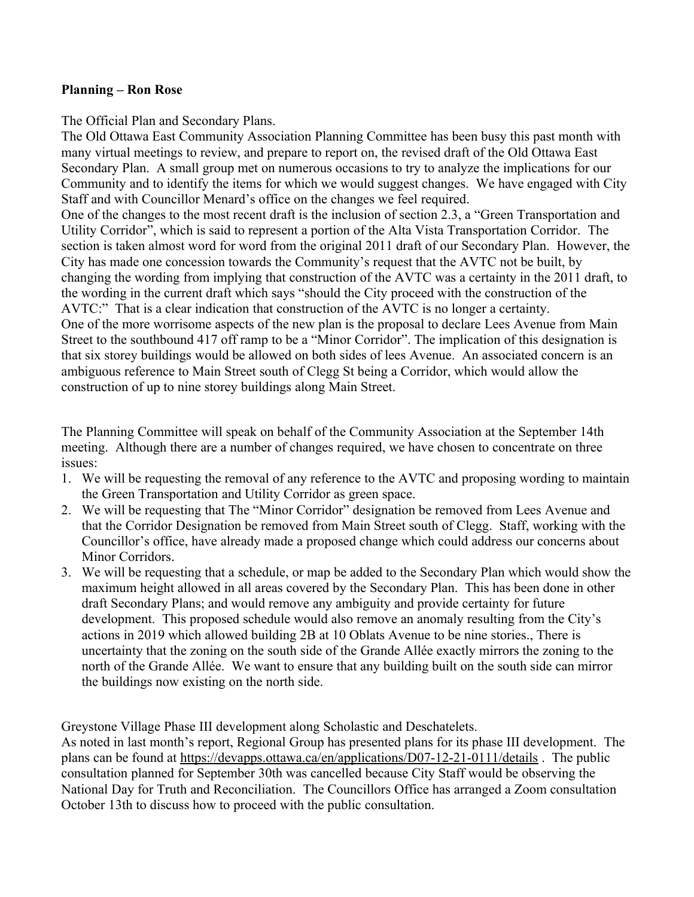**Planning – Ron Rose**

The Official Plan and Secondary Plans.
The Old Ottawa East Community Association Planning Committee has been busy this past month with many virtual meetings to review, and prepare to report on, the revised draft of the Old Ottawa East Secondary Plan. A small group met on numerous occasions to try to analyze the implications for our Community and to identify the items for which we would suggest changes. We have engaged with City Staff and with Councillor Menard's office on the changes we feel required.
One of the changes to the most recent draft is the inclusion of section 2.3, a "Green Transportation and Utility Corridor", which is said to represent a portion of the Alta Vista Transportation Corridor. The section is taken almost word for word from the original 2011 draft of our Secondary Plan. However, the City has made one concession towards the Community's request that the AVTC not be built, by changing the wording from implying that construction of the AVTC was a certainty in the 2011 draft, to the wording in the current draft which says "should the City proceed with the construction of the AVTC:" That is a clear indication that construction of the AVTC is no longer a certainty.
One of the more worrisome aspects of the new plan is the proposal to declare Lees Avenue from Main Street to the southbound 417 off ramp to be a "Minor Corridor". The implication of this designation is that six storey buildings would be allowed on both sides of lees Avenue. An associated concern is an ambiguous reference to Main Street south of Clegg St being a Corridor, which would allow the construction of up to nine storey buildings along Main Street.

The Planning Committee will speak on behalf of the Community Association at the September 14th meeting. Although there are a number of changes required, we have chosen to concentrate on three issues:

1. We will be requesting the removal of any reference to the AVTC and proposing wording to maintain the Green Transportation and Utility Corridor as green space.
2. We will be requesting that The "Minor Corridor" designation be removed from Lees Avenue and that the Corridor Designation be removed from Main Street south of Clegg. Staff, working with the Councillor's office, have already made a proposed change which could address our concerns about Minor Corridors.
3. We will be requesting that a schedule, or map be added to the Secondary Plan which would show the maximum height allowed in all areas covered by the Secondary Plan. This has been done in other draft Secondary Plans; and would remove any ambiguity and provide certainty for future development. This proposed schedule would also remove an anomaly resulting from the City's actions in 2019 which allowed building 2B at 10 Oblats Avenue to be nine stories., There is uncertainty that the zoning on the south side of the Grande Allée exactly mirrors the zoning to the north of the Grande Allée. We want to ensure that any building built on the south side can mirror the buildings now existing on the north side.

Greystone Village Phase III development along Scholastic and Deschatelets.
As noted in last month's report, Regional Group has presented plans for its phase III development. The plans can be found at https://devapps.ottawa.ca/en/applications/D07-12-21-0111/details . The public consultation planned for September 30th was cancelled because City Staff would be observing the National Day for Truth and Reconciliation. The Councillors Office has arranged a Zoom consultation October 13th to discuss how to proceed with the public consultation.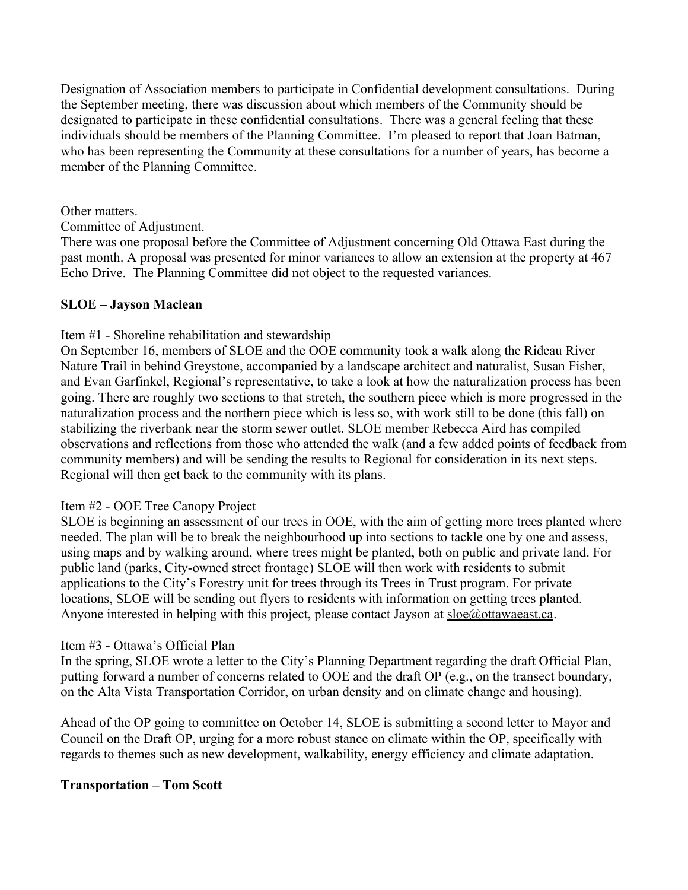Designation of Association members to participate in Confidential development consultations. During the September meeting, there was discussion about which members of the Community should be designated to participate in these confidential consultations. There was a general feeling that these individuals should be members of the Planning Committee. I'm pleased to report that Joan Batman, who has been representing the Community at these consultations for a number of years, has become a member of the Planning Committee.

Other matters.

Committee of Adjustment.

There was one proposal before the Committee of Adjustment concerning Old Ottawa East during the past month. A proposal was presented for minor variances to allow an extension at the property at 467 Echo Drive. The Planning Committee did not object to the requested variances.

**SLOE – Jayson Maclean**

Item #1 - Shoreline rehabilitation and stewardship

On September 16, members of SLOE and the OOE community took a walk along the Rideau River Nature Trail in behind Greystone, accompanied by a landscape architect and naturalist, Susan Fisher, and Evan Garfinkel, Regional's representative, to take a look at how the naturalization process has been going. There are roughly two sections to that stretch, the southern piece which is more progressed in the naturalization process and the northern piece which is less so, with work still to be done (this fall) on stabilizing the riverbank near the storm sewer outlet. SLOE member Rebecca Aird has compiled observations and reflections from those who attended the walk (and a few added points of feedback from community members) and will be sending the results to Regional for consideration in its next steps. Regional will then get back to the community with its plans.

Item #2 - OOE Tree Canopy Project

SLOE is beginning an assessment of our trees in OOE, with the aim of getting more trees planted where needed. The plan will be to break the neighbourhood up into sections to tackle one by one and assess, using maps and by walking around, where trees might be planted, both on public and private land. For public land (parks, City-owned street frontage) SLOE will then work with residents to submit applications to the City's Forestry unit for trees through its Trees in Trust program. For private locations, SLOE will be sending out flyers to residents with information on getting trees planted. Anyone interested in helping with this project, please contact Jayson at sloe@ottawaeast.ca.

Item #3 - Ottawa's Official Plan

In the spring, SLOE wrote a letter to the City's Planning Department regarding the draft Official Plan, putting forward a number of concerns related to OOE and the draft OP (e.g., on the transect boundary, on the Alta Vista Transportation Corridor, on urban density and on climate change and housing).

Ahead of the OP going to committee on October 14, SLOE is submitting a second letter to Mayor and Council on the Draft OP, urging for a more robust stance on climate within the OP, specifically with regards to themes such as new development, walkability, energy efficiency and climate adaptation.

**Transportation – Tom Scott**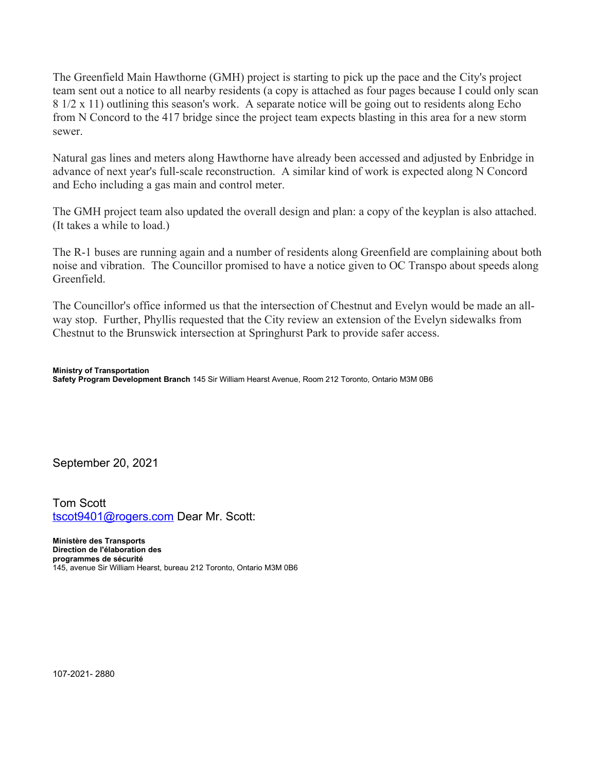The Greenfield Main Hawthorne (GMH) project is starting to pick up the pace and the City's project team sent out a notice to all nearby residents (a copy is attached as four pages because I could only scan 8 1/2 x 11) outlining this season's work. A separate notice will be going out to residents along Echo from N Concord to the 417 bridge since the project team expects blasting in this area for a new storm sewer.

Natural gas lines and meters along Hawthorne have already been accessed and adjusted by Enbridge in advance of next year's full-scale reconstruction. A similar kind of work is expected along N Concord and Echo including a gas main and control meter.

The GMH project team also updated the overall design and plan: a copy of the keyplan is also attached. (It takes a while to load.)

The R-1 buses are running again and a number of residents along Greenfield are complaining about both noise and vibration. The Councillor promised to have a notice given to OC Transpo about speeds along Greenfield.

The Councillor's office informed us that the intersection of Chestnut and Evelyn would be made an all-way stop. Further, Phyllis requested that the City review an extension of the Evelyn sidewalks from Chestnut to the Brunswick intersection at Springhurst Park to provide safer access.

**Ministry of Transportation**
**Safety Program Development Branch** 145 Sir William Hearst Avenue, Room 212 Toronto, Ontario M3M 0B6

September 20, 2021

Tom Scott
tscot9401@rogers.com Dear Mr. Scott:

**Ministère des Transports**
**Direction de l'élaboration des programmes de sécurité**
145, avenue Sir William Hearst, bureau 212 Toronto, Ontario M3M 0B6

107-2021- 2880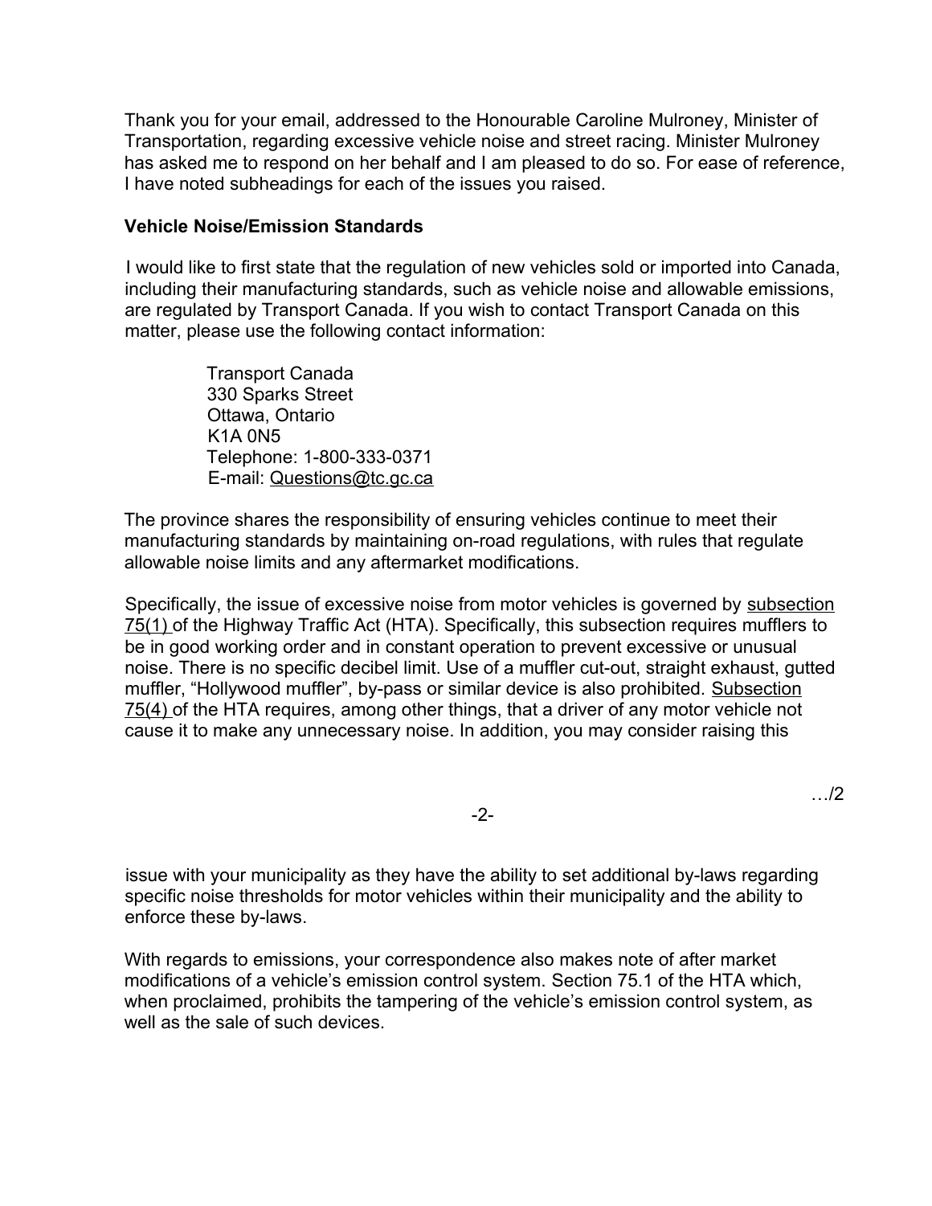Thank you for your email, addressed to the Honourable Caroline Mulroney, Minister of Transportation, regarding excessive vehicle noise and street racing. Minister Mulroney has asked me to respond on her behalf and I am pleased to do so. For ease of reference, I have noted subheadings for each of the issues you raised.

**Vehicle Noise/Emission Standards**

I would like to first state that the regulation of new vehicles sold or imported into Canada, including their manufacturing standards, such as vehicle noise and allowable emissions, are regulated by Transport Canada. If you wish to contact Transport Canada on this matter, please use the following contact information:

> Transport Canada
> 330 Sparks Street
> Ottawa, Ontario
> K1A 0N5
> Telephone: 1-800-333-0371
> E-mail: Questions@tc.gc.ca

The province shares the responsibility of ensuring vehicles continue to meet their manufacturing standards by maintaining on-road regulations, with rules that regulate allowable noise limits and any aftermarket modifications.

Specifically, the issue of excessive noise from motor vehicles is governed by subsection 75(1) of the Highway Traffic Act (HTA). Specifically, this subsection requires mufflers to be in good working order and in constant operation to prevent excessive or unusual noise. There is no specific decibel limit. Use of a muffler cut-out, straight exhaust, gutted muffler, "Hollywood muffler", by-pass or similar device is also prohibited. Subsection 75(4) of the HTA requires, among other things, that a driver of any motor vehicle not cause it to make any unnecessary noise. In addition, you may consider raising this issue with your municipality as they have the ability to set additional by-laws regarding specific noise thresholds for motor vehicles within their municipality and the ability to enforce these by-laws.

With regards to emissions, your correspondence also makes note of after market modifications of a vehicle's emission control system. Section 75.1 of the HTA which, when proclaimed, prohibits the tampering of the vehicle's emission control system, as well as the sale of such devices.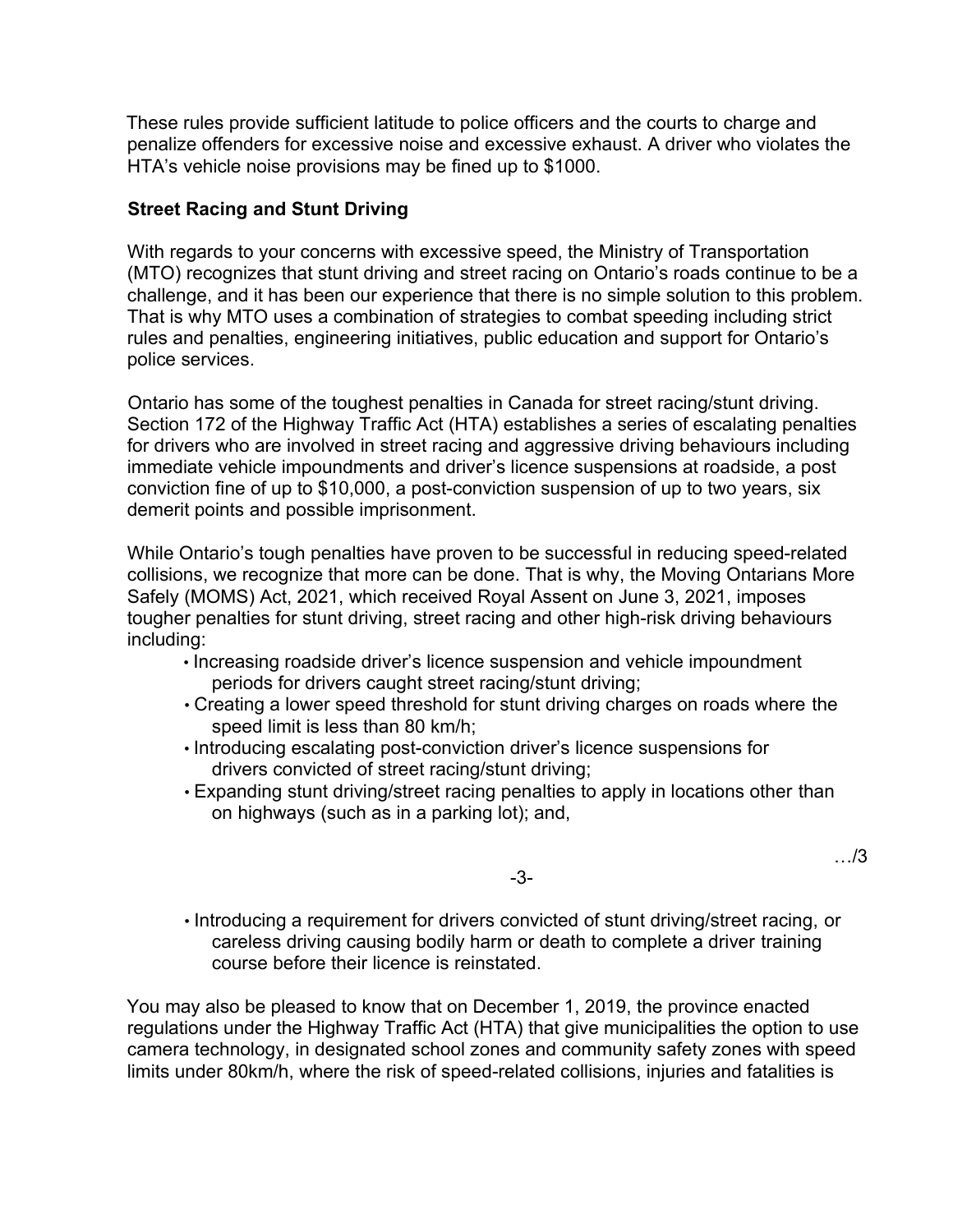These rules provide sufficient latitude to police officers and the courts to charge and penalize offenders for excessive noise and excessive exhaust. A driver who violates the HTA's vehicle noise provisions may be fined up to $1000.

**Street Racing and Stunt Driving**

With regards to your concerns with excessive speed, the Ministry of Transportation (MTO) recognizes that stunt driving and street racing on Ontario's roads continue to be a challenge, and it has been our experience that there is no simple solution to this problem. That is why MTO uses a combination of strategies to combat speeding including strict rules and penalties, engineering initiatives, public education and support for Ontario's police services.

Ontario has some of the toughest penalties in Canada for street racing/stunt driving. Section 172 of the Highway Traffic Act (HTA) establishes a series of escalating penalties for drivers who are involved in street racing and aggressive driving behaviours including immediate vehicle impoundments and driver's licence suspensions at roadside, a post conviction fine of up to $10,000, a post-conviction suspension of up to two years, six demerit points and possible imprisonment.

While Ontario's tough penalties have proven to be successful in reducing speed-related collisions, we recognize that more can be done. That is why, the Moving Ontarians More Safely (MOMS) Act, 2021, which received Royal Assent on June 3, 2021, imposes tougher penalties for stunt driving, street racing and other high-risk driving behaviours including:

- Increasing roadside driver's licence suspension and vehicle impoundment periods for drivers caught street racing/stunt driving;
- Creating a lower speed threshold for stunt driving charges on roads where the speed limit is less than 80 km/h;
- Introducing escalating post-conviction driver's licence suspensions for drivers convicted of street racing/stunt driving;
- Expanding stunt driving/street racing penalties to apply in locations other than on highways (such as in a parking lot); and,
- Introducing a requirement for drivers convicted of stunt driving/street racing, or careless driving causing bodily harm or death to complete a driver training course before their licence is reinstated.

You may also be pleased to know that on December 1, 2019, the province enacted regulations under the Highway Traffic Act (HTA) that give municipalities the option to use camera technology, in designated school zones and community safety zones with speed limits under 80km/h, where the risk of speed-related collisions, injuries and fatalities is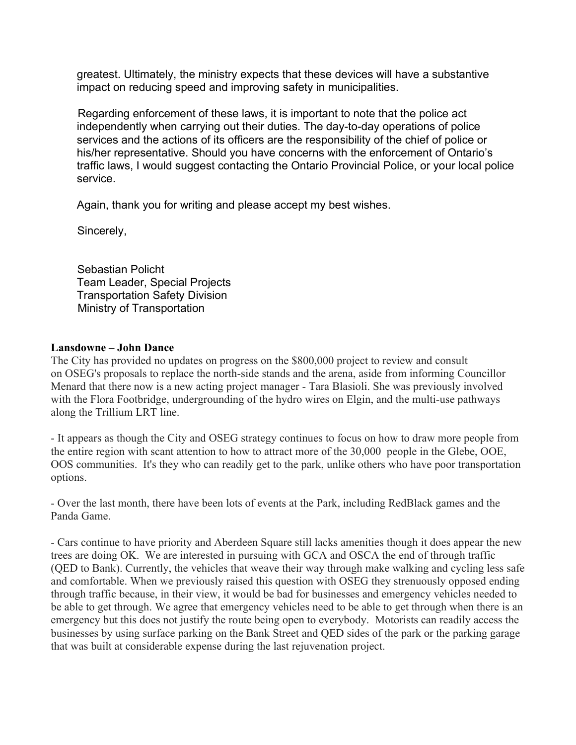greatest. Ultimately, the ministry expects that these devices will have a substantive impact on reducing speed and improving safety in municipalities.

Regarding enforcement of these laws, it is important to note that the police act independently when carrying out their duties. The day-to-day operations of police services and the actions of its officers are the responsibility of the chief of police or his/her representative. Should you have concerns with the enforcement of Ontario's traffic laws, I would suggest contacting the Ontario Provincial Police, or your local police service.

Again, thank you for writing and please accept my best wishes.

Sincerely,

Sebastian Policht  
Team Leader, Special Projects  
Transportation Safety Division  
Ministry of Transportation

**Lansdowne – John Dance**

The City has provided no updates on progress on the $800,000 project to review and consult on OSEG's proposals to replace the north-side stands and the arena, aside from informing Councillor Menard that there now is a new acting project manager - Tara Blasioli. She was previously involved with the Flora Footbridge, undergrounding of the hydro wires on Elgin, and the multi-use pathways along the Trillium LRT line.

- It appears as though the City and OSEG strategy continues to focus on how to draw more people from the entire region with scant attention to how to attract more of the 30,000 people in the Glebe, OOE, OOS communities. It's they who can readily get to the park, unlike others who have poor transportation options.

- Over the last month, there have been lots of events at the Park, including RedBlack games and the Panda Game.

- Cars continue to have priority and Aberdeen Square still lacks amenities though it does appear the new trees are doing OK. We are interested in pursuing with GCA and OSCA the end of through traffic (QED to Bank). Currently, the vehicles that weave their way through make walking and cycling less safe and comfortable. When we previously raised this question with OSEG they strenuously opposed ending through traffic because, in their view, it would be bad for businesses and emergency vehicles needed to be able to get through. We agree that emergency vehicles need to be able to get through when there is an emergency but this does not justify the route being open to everybody. Motorists can readily access the businesses by using surface parking on the Bank Street and QED sides of the park or the parking garage that was built at considerable expense during the last rejuvenation project.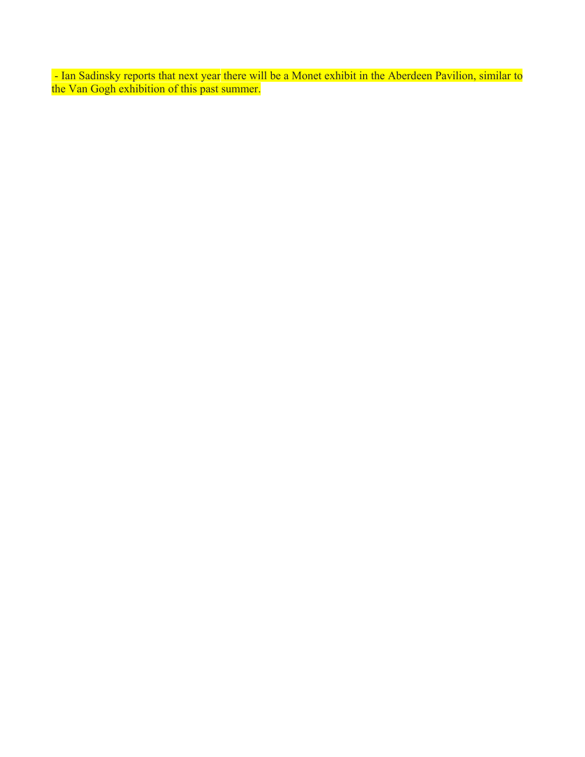- Ian Sadinsky reports that next year there will be a Monet exhibit in the Aberdeen Pavilion, similar to the Van Gogh exhibition of this past summer.